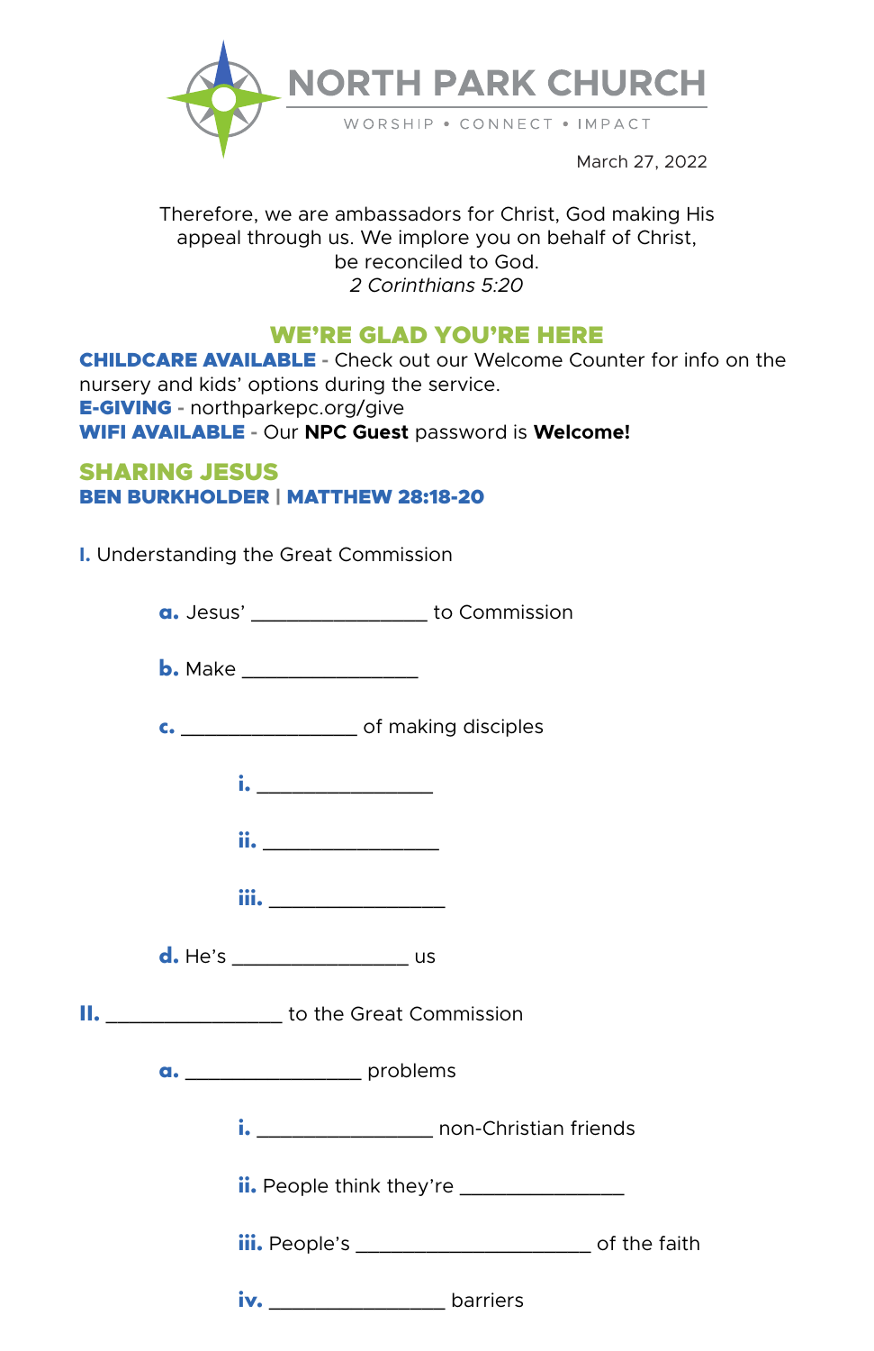# NORTH PARK CHURCH

WORSHIP • CONNECT • IMPACT

March 27, 2022

Therefore, we are ambassadors for Christ, God making His appeal through us. We implore you on behalf of Christ, be reconciled to God.
*2 Corinthians 5:20*

## WE'RE GLAD YOU'RE HERE

**CHILDCARE AVAILABLE** - Check out our Welcome Counter for info on the nursery and kids' options during the service.
**E-GIVING** - northparkepc.org/give
**WIFI AVAILABLE** - Our **NPC Guest** password is **Welcome!**

## SHARING JESUS

### BEN BURKHOLDER | MATTHEW 28:18-20

**I.** Understanding the Great Commission

- **a.** Jesus' ________________ to Commission
- **b.** Make ________________
- **c.** ________________ of making disciples
  - **i.** ________________
  - **ii.** ________________
  - **iii.** ________________
- **d.** He's ________________ us

**II.** ________________ to the Great Commission

- **a.** ________________ problems
  - **i.** ________________ non-Christian friends
  - **ii.** People think they're _______________
  - **iii.** People's _____________________ of the faith
  - **iv.** ________________ barriers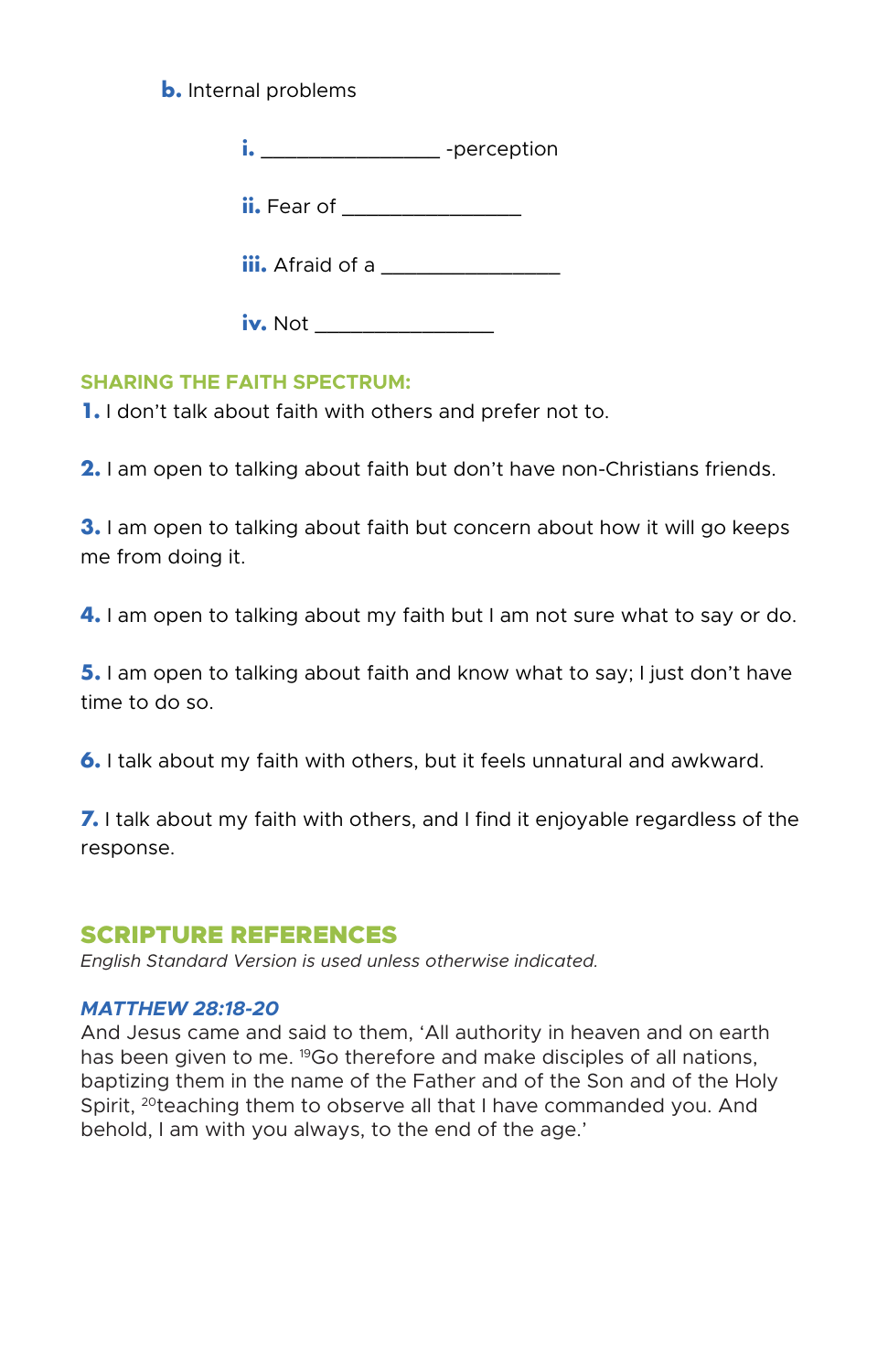**b.** Internal problems

**i.** ________________ -perception

**ii.** Fear of ________________

**iii.** Afraid of a ________________

**iv.** Not ________________

**SHARING THE FAITH SPECTRUM:**

**1.** I don't talk about faith with others and prefer not to.

**2.** I am open to talking about faith but don't have non-Christians friends.

**3.** I am open to talking about faith but concern about how it will go keeps me from doing it.

**4.** I am open to talking about my faith but I am not sure what to say or do.

**5.** I am open to talking about faith and know what to say; I just don't have time to do so.

**6.** I talk about my faith with others, but it feels unnatural and awkward.

**7.** I talk about my faith with others, and I find it enjoyable regardless of the response.

## SCRIPTURE REFERENCES

*English Standard Version is used unless otherwise indicated.*

***MATTHEW 28:18-20***

And Jesus came and said to them, 'All authority in heaven and on earth has been given to me. [19]Go therefore and make disciples of all nations, baptizing them in the name of the Father and of the Son and of the Holy Spirit, [20]teaching them to observe all that I have commanded you. And behold, I am with you always, to the end of the age.'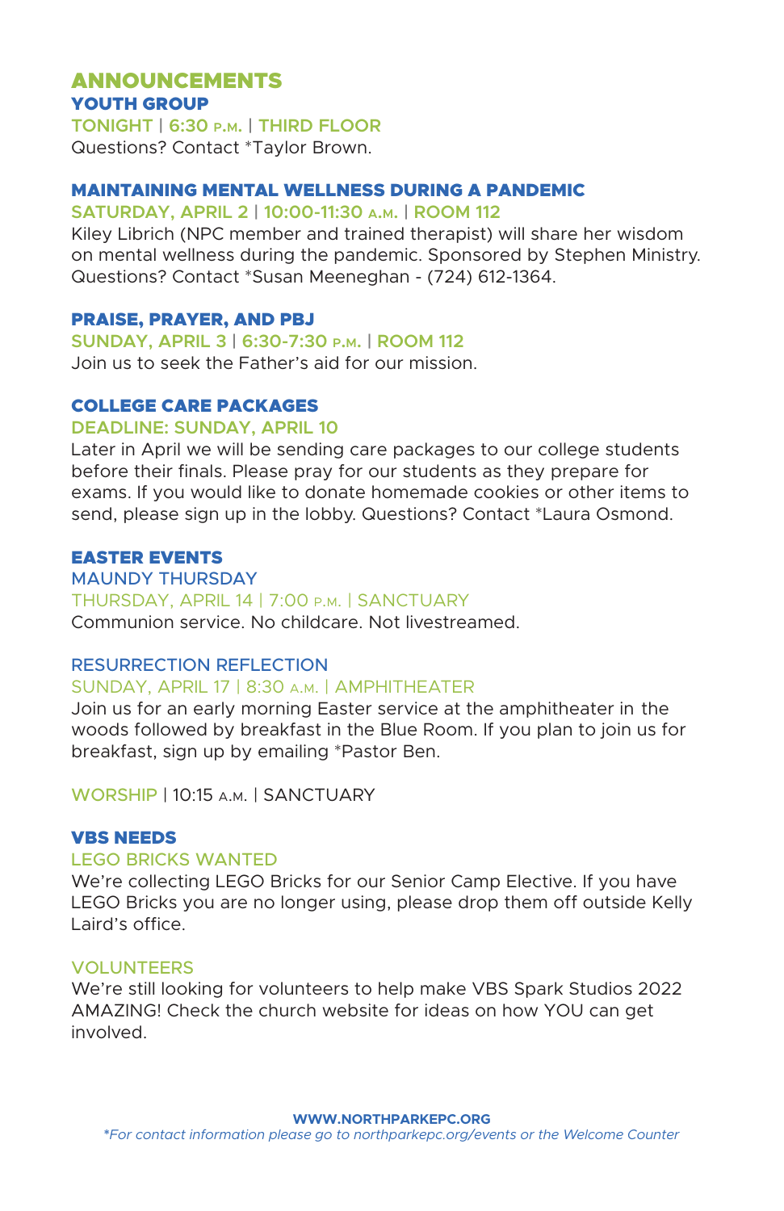# ANNOUNCEMENTS

## YOUTH GROUP

**TONIGHT | 6:30 P.M. | THIRD FLOOR**

Questions? Contact *Taylor Brown.

## MAINTAINING MENTAL WELLNESS DURING A PANDEMIC

**SATURDAY, APRIL 2 | 10:00-11:30 A.M. | ROOM 112**

Kiley Librich (NPC member and trained therapist) will share her wisdom on mental wellness during the pandemic. Sponsored by Stephen Ministry. Questions? Contact *Susan Meeneghan - (724) 612-1364.

## PRAISE, PRAYER, AND PBJ

**SUNDAY, APRIL 3 | 6:30-7:30 P.M. | ROOM 112**

Join us to seek the Father's aid for our mission.

## COLLEGE CARE PACKAGES

**DEADLINE: SUNDAY, APRIL 10**

Later in April we will be sending care packages to our college students before their finals. Please pray for our students as they prepare for exams. If you would like to donate homemade cookies or other items to send, please sign up in the lobby. Questions? Contact *Laura Osmond.

## EASTER EVENTS

### MAUNDY THURSDAY

THURSDAY, APRIL 14 | 7:00 P.M. | SANCTUARY

Communion service. No childcare. Not livestreamed.

### RESURRECTION REFLECTION

SUNDAY, APRIL 17 | 8:30 A.M. | AMPHITHEATER

Join us for an early morning Easter service at the amphitheater in the woods followed by breakfast in the Blue Room. If you plan to join us for breakfast, sign up by emailing *Pastor Ben.

WORSHIP | 10:15 A.M. | SANCTUARY

## VBS NEEDS

### LEGO BRICKS WANTED

We're collecting LEGO Bricks for our Senior Camp Elective. If you have LEGO Bricks you are no longer using, please drop them off outside Kelly Laird's office.

### VOLUNTEERS

We're still looking for volunteers to help make VBS Spark Studios 2022 AMAZING! Check the church website for ideas on how YOU can get involved.

**WWW.NORTHPARKEPC.ORG**

*\*For contact information please go to northparkepc.org/events or the Welcome Counter*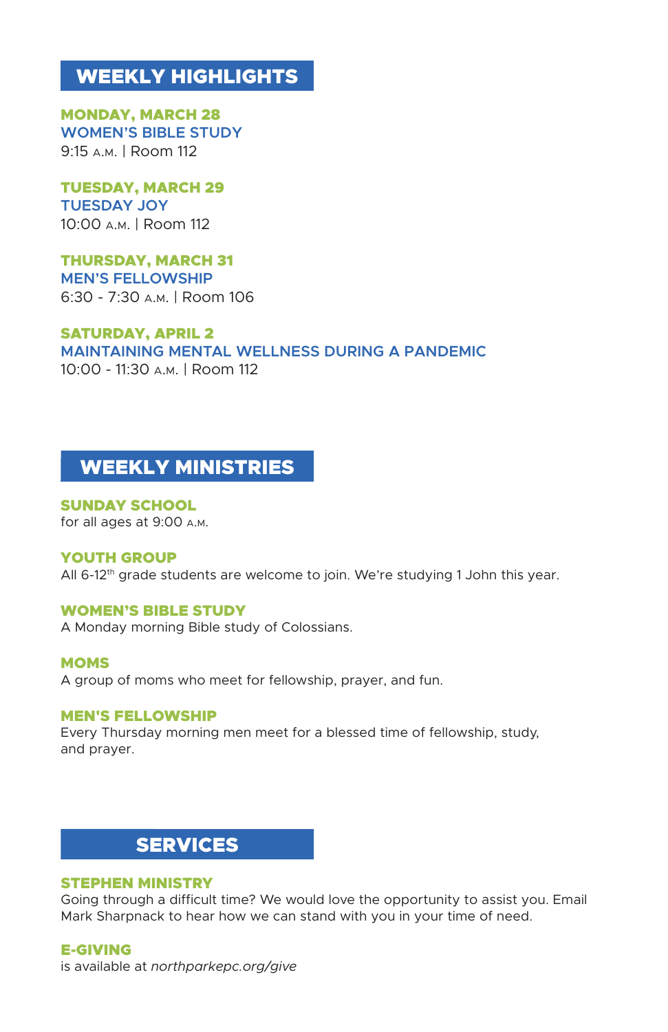## WEEKLY HIGHLIGHTS

**MONDAY, MARCH 28**
**WOMEN'S BIBLE STUDY**
9:15 A.M. | Room 112

**TUESDAY, MARCH 29**
**TUESDAY JOY**
10:00 A.M. | Room 112

**THURSDAY, MARCH 31**
**MEN'S FELLOWSHIP**
6:30 - 7:30 A.M. | Room 106

**SATURDAY, APRIL 2**
**MAINTAINING MENTAL WELLNESS DURING A PANDEMIC**
10:00 - 11:30 A.M. | Room 112

## WEEKLY MINISTRIES

**SUNDAY SCHOOL**
for all ages at 9:00 A.M.

**YOUTH GROUP**
All 6-12th grade students are welcome to join. We're studying 1 John this year.

**WOMEN'S BIBLE STUDY**
A Monday morning Bible study of Colossians.

**MOMS**
A group of moms who meet for fellowship, prayer, and fun.

**MEN'S FELLOWSHIP**
Every Thursday morning men meet for a blessed time of fellowship, study, and prayer.

## SERVICES

**STEPHEN MINISTRY**
Going through a difficult time? We would love the opportunity to assist you. Email Mark Sharpnack to hear how we can stand with you in your time of need.

**E-GIVING**
is available at *northparkepc.org/give*